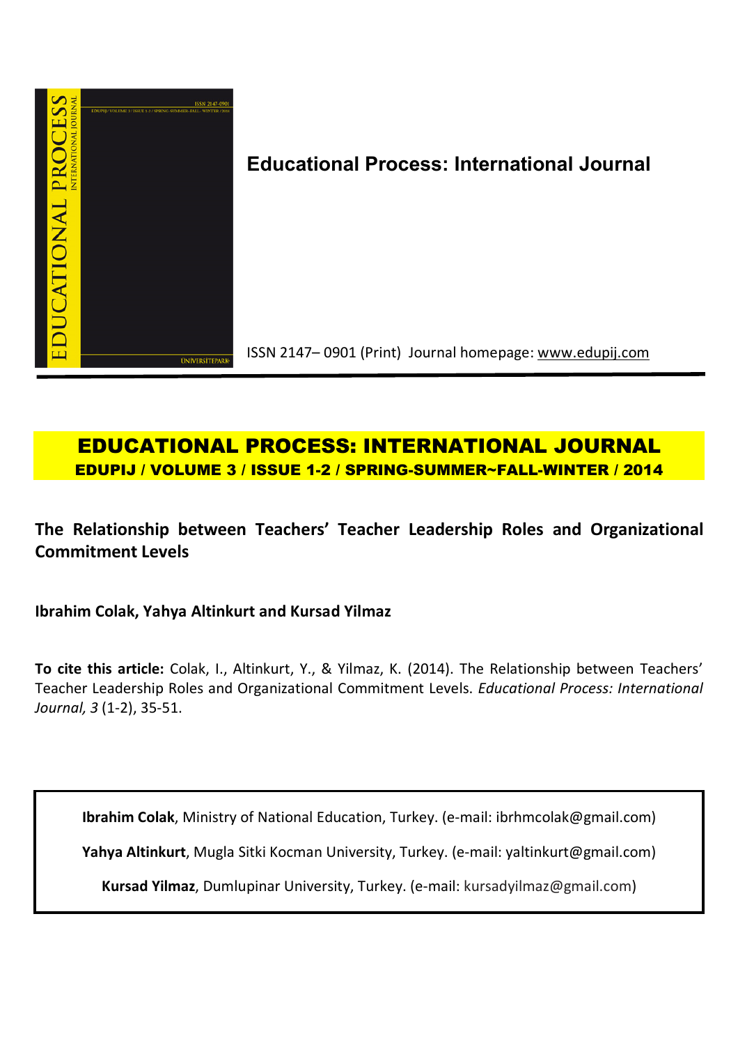**Educational Process: International Journal**

ISSN 2147– 0901 (Print) Journal homepage: www.edupij.com

# EDUCATIONAL PROCESS: INTERNATIONAL JOURNAL

**EDUPIJ / VOLUME 3 / ISSUE 1-2 / SPRING-SUMMER~FALL-WINTER / 2014**

## The Relationship between Teachers' Teacher Leadership Roles and Organizational Commitment Levels

**Ibrahim Colak, Yahya Altinkurt and Kursad Yilmaz**

**To cite this article:** Colak, I., Altinkurt, Y., & Yilmaz, K. (2014). The Relationship between Teachers' Teacher Leadership Roles and Organizational Commitment Levels. *Educational Process: International Journal, 3* (1-2), 35-51.

**Ibrahim Colak**, Ministry of National Education, Turkey. (e-mail: ibrhmcolak@gmail.com)

**Yahya Altinkurt**, Mugla Sitki Kocman University, Turkey. (e-mail: yaltinkurt@gmail.com)

**Kursad Yilmaz**, Dumlupinar University, Turkey. (e-mail: kursadyilmaz@gmail.com)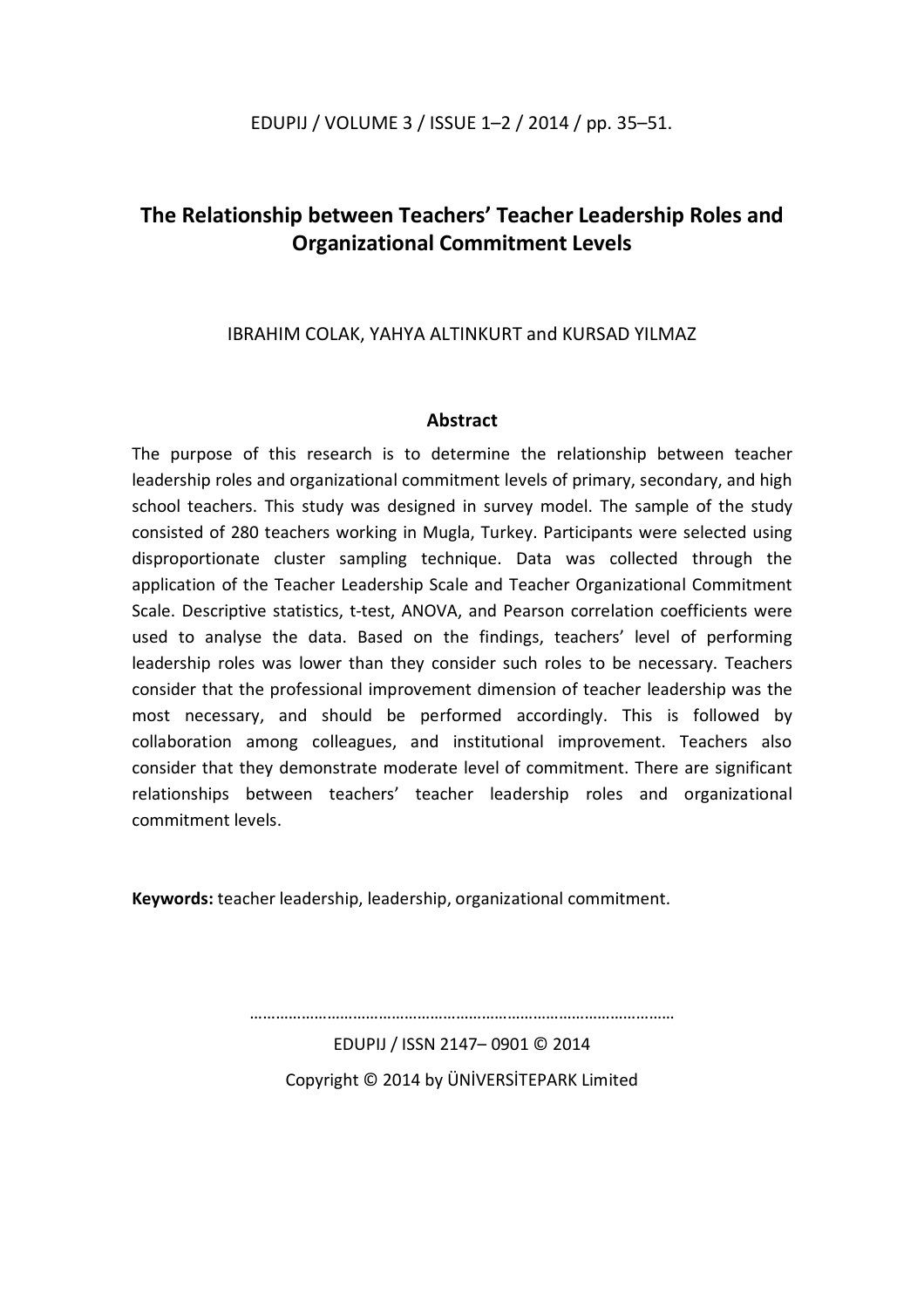# The Relationship between Teachers' Teacher Leadership Roles and Organizational Commitment Levels

IBRAHIM COLAK, YAHYA ALTINKURT and KURSAD YILMAZ

## Abstract

The purpose of this research is to determine the relationship between teacher leadership roles and organizational commitment levels of primary, secondary, and high school teachers. This study was designed in survey model. The sample of the study consisted of 280 teachers working in Mugla, Turkey. Participants were selected using disproportionate cluster sampling technique. Data was collected through the application of the Teacher Leadership Scale and Teacher Organizational Commitment Scale. Descriptive statistics, t-test, ANOVA, and Pearson correlation coefficients were used to analyse the data. Based on the findings, teachers' level of performing leadership roles was lower than they consider such roles to be necessary. Teachers consider that the professional improvement dimension of teacher leadership was the most necessary, and should be performed accordingly. This is followed by collaboration among colleagues, and institutional improvement. Teachers also consider that they demonstrate moderate level of commitment. There are significant relationships between teachers' teacher leadership roles and organizational commitment levels.

**Keywords:** teacher leadership, leadership, organizational commitment.

EDUPIJ / ISSN 2147– 0901 © 2014

Copyright © 2014 by ÜNİVERSİTEPARK Limited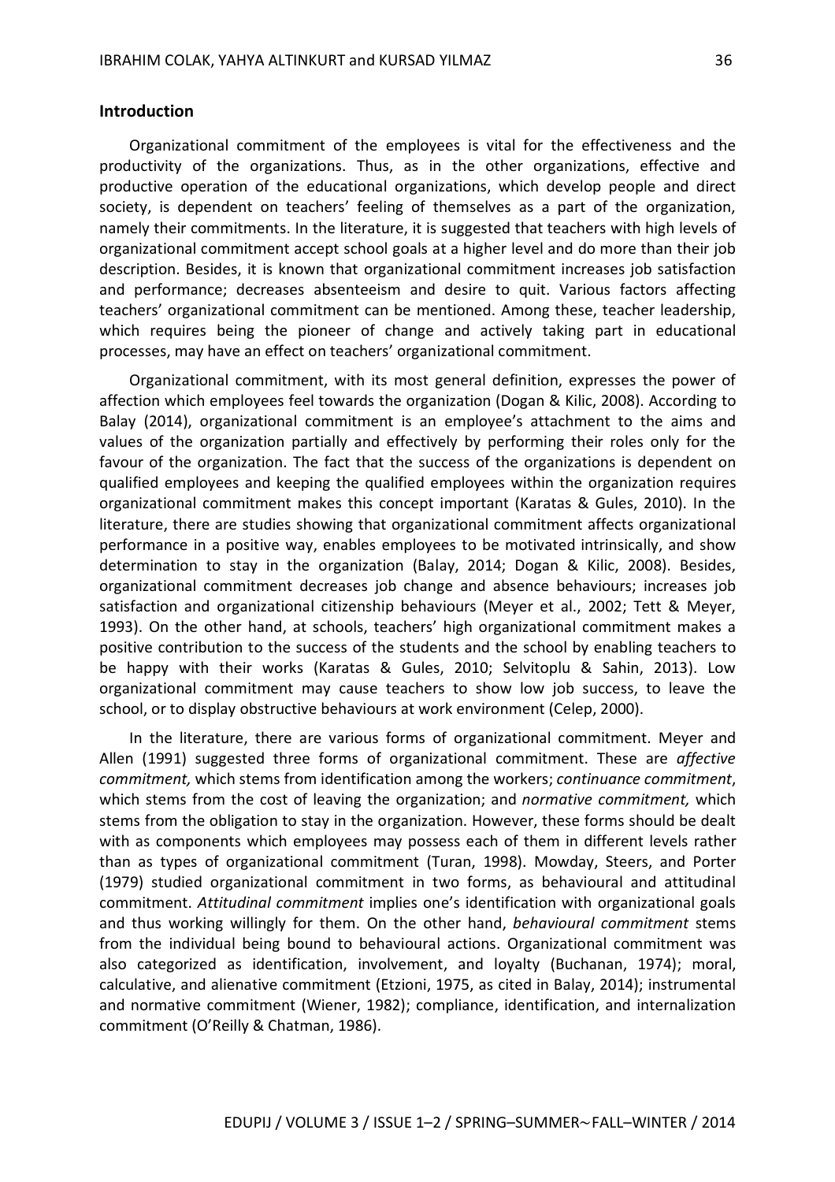## Introduction

Organizational commitment of the employees is vital for the effectiveness and the productivity of the organizations. Thus, as in the other organizations, effective and productive operation of the educational organizations, which develop people and direct society, is dependent on teachers' feeling of themselves as a part of the organization, namely their commitments. In the literature, it is suggested that teachers with high levels of organizational commitment accept school goals at a higher level and do more than their job description. Besides, it is known that organizational commitment increases job satisfaction and performance; decreases absenteeism and desire to quit. Various factors affecting teachers' organizational commitment can be mentioned. Among these, teacher leadership, which requires being the pioneer of change and actively taking part in educational processes, may have an effect on teachers' organizational commitment.

Organizational commitment, with its most general definition, expresses the power of affection which employees feel towards the organization (Dogan & Kilic, 2008). According to Balay (2014), organizational commitment is an employee's attachment to the aims and values of the organization partially and effectively by performing their roles only for the favour of the organization. The fact that the success of the organizations is dependent on qualified employees and keeping the qualified employees within the organization requires organizational commitment makes this concept important (Karatas & Gules, 2010). In the literature, there are studies showing that organizational commitment affects organizational performance in a positive way, enables employees to be motivated intrinsically, and show determination to stay in the organization (Balay, 2014; Dogan & Kilic, 2008). Besides, organizational commitment decreases job change and absence behaviours; increases job satisfaction and organizational citizenship behaviours (Meyer et al., 2002; Tett & Meyer, 1993). On the other hand, at schools, teachers' high organizational commitment makes a positive contribution to the success of the students and the school by enabling teachers to be happy with their works (Karatas & Gules, 2010; Selvitoplu & Sahin, 2013). Low organizational commitment may cause teachers to show low job success, to leave the school, or to display obstructive behaviours at work environment (Celep, 2000).

In the literature, there are various forms of organizational commitment. Meyer and Allen (1991) suggested three forms of organizational commitment. These are *affective commitment,* which stems from identification among the workers; *continuance commitment*, which stems from the cost of leaving the organization; and *normative commitment,* which stems from the obligation to stay in the organization. However, these forms should be dealt with as components which employees may possess each of them in different levels rather than as types of organizational commitment (Turan, 1998). Mowday, Steers, and Porter (1979) studied organizational commitment in two forms, as behavioural and attitudinal commitment. *Attitudinal commitment* implies one's identification with organizational goals and thus working willingly for them. On the other hand, *behavioural commitment* stems from the individual being bound to behavioural actions. Organizational commitment was also categorized as identification, involvement, and loyalty (Buchanan, 1974); moral, calculative, and alienative commitment (Etzioni, 1975, as cited in Balay, 2014); instrumental and normative commitment (Wiener, 1982); compliance, identification, and internalization commitment (O'Reilly & Chatman, 1986).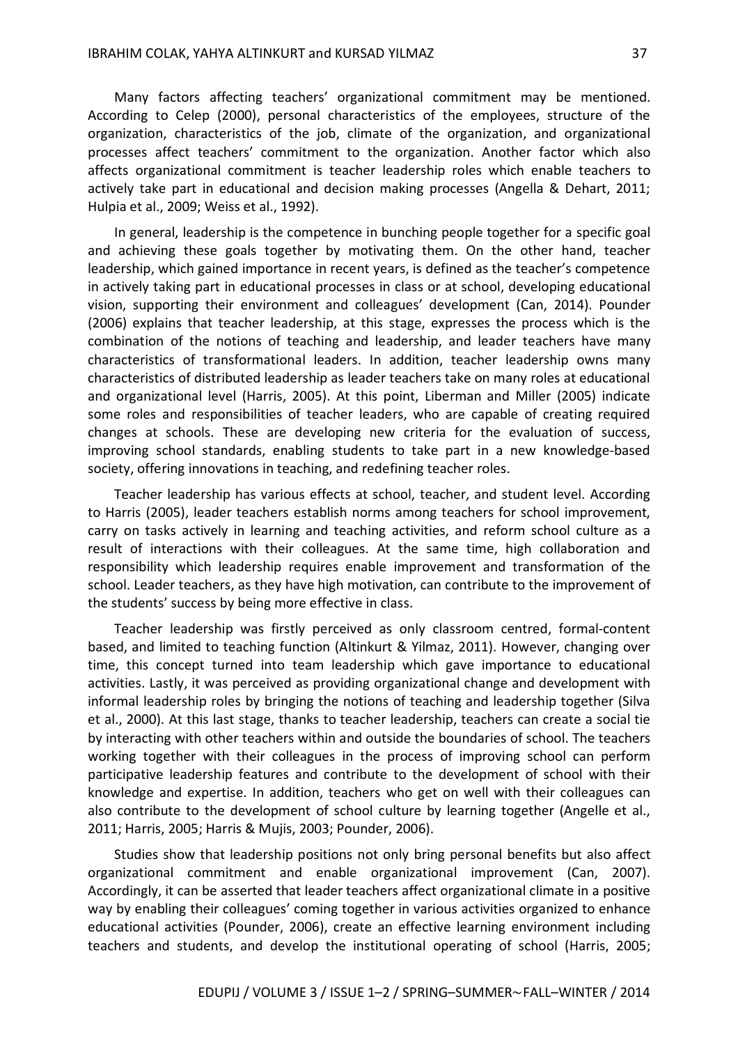Many factors affecting teachers' organizational commitment may be mentioned. According to Celep (2000), personal characteristics of the employees, structure of the organization, characteristics of the job, climate of the organization, and organizational processes affect teachers' commitment to the organization. Another factor which also affects organizational commitment is teacher leadership roles which enable teachers to actively take part in educational and decision making processes (Angella & Dehart, 2011; Hulpia et al., 2009; Weiss et al., 1992).

In general, leadership is the competence in bunching people together for a specific goal and achieving these goals together by motivating them. On the other hand, teacher leadership, which gained importance in recent years, is defined as the teacher's competence in actively taking part in educational processes in class or at school, developing educational vision, supporting their environment and colleagues' development (Can, 2014). Pounder (2006) explains that teacher leadership, at this stage, expresses the process which is the combination of the notions of teaching and leadership, and leader teachers have many characteristics of transformational leaders. In addition, teacher leadership owns many characteristics of distributed leadership as leader teachers take on many roles at educational and organizational level (Harris, 2005). At this point, Liberman and Miller (2005) indicate some roles and responsibilities of teacher leaders, who are capable of creating required changes at schools. These are developing new criteria for the evaluation of success, improving school standards, enabling students to take part in a new knowledge-based society, offering innovations in teaching, and redefining teacher roles.

Teacher leadership has various effects at school, teacher, and student level. According to Harris (2005), leader teachers establish norms among teachers for school improvement, carry on tasks actively in learning and teaching activities, and reform school culture as a result of interactions with their colleagues. At the same time, high collaboration and responsibility which leadership requires enable improvement and transformation of the school. Leader teachers, as they have high motivation, can contribute to the improvement of the students' success by being more effective in class.

Teacher leadership was firstly perceived as only classroom centred, formal-content based, and limited to teaching function (Altinkurt & Yilmaz, 2011). However, changing over time, this concept turned into team leadership which gave importance to educational activities. Lastly, it was perceived as providing organizational change and development with informal leadership roles by bringing the notions of teaching and leadership together (Silva et al., 2000). At this last stage, thanks to teacher leadership, teachers can create a social tie by interacting with other teachers within and outside the boundaries of school. The teachers working together with their colleagues in the process of improving school can perform participative leadership features and contribute to the development of school with their knowledge and expertise. In addition, teachers who get on well with their colleagues can also contribute to the development of school culture by learning together (Angelle et al., 2011; Harris, 2005; Harris & Mujis, 2003; Pounder, 2006).

Studies show that leadership positions not only bring personal benefits but also affect organizational commitment and enable organizational improvement (Can, 2007). Accordingly, it can be asserted that leader teachers affect organizational climate in a positive way by enabling their colleagues' coming together in various activities organized to enhance educational activities (Pounder, 2006), create an effective learning environment including teachers and students, and develop the institutional operating of school (Harris, 2005;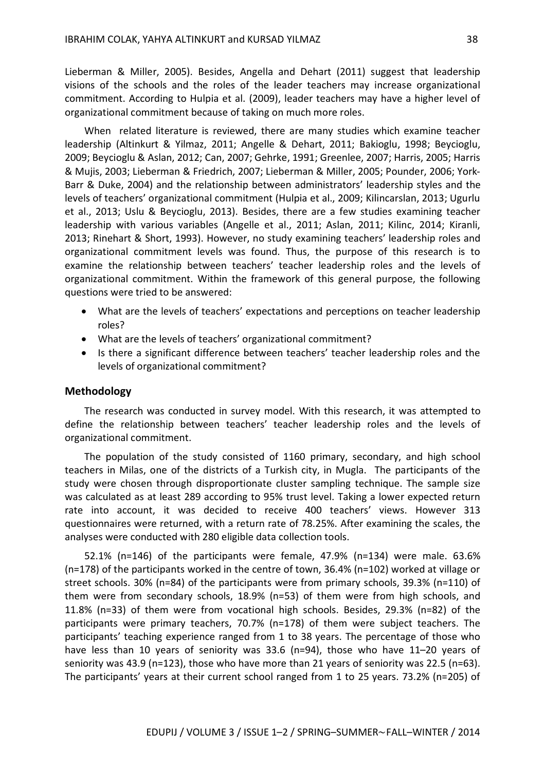Lieberman & Miller, 2005). Besides, Angella and Dehart (2011) suggest that leadership visions of the schools and the roles of the leader teachers may increase organizational commitment. According to Hulpia et al. (2009), leader teachers may have a higher level of organizational commitment because of taking on much more roles.

When related literature is reviewed, there are many studies which examine teacher leadership (Altinkurt & Yilmaz, 2011; Angelle & Dehart, 2011; Bakioglu, 1998; Beycioglu, 2009; Beycioglu & Aslan, 2012; Can, 2007; Gehrke, 1991; Greenlee, 2007; Harris, 2005; Harris & Mujis, 2003; Lieberman & Friedrich, 2007; Lieberman & Miller, 2005; Pounder, 2006; York-Barr & Duke, 2004) and the relationship between administrators' leadership styles and the levels of teachers' organizational commitment (Hulpia et al., 2009; Kilincarslan, 2013; Ugurlu et al., 2013; Uslu & Beycioglu, 2013). Besides, there are a few studies examining teacher leadership with various variables (Angelle et al., 2011; Aslan, 2011; Kilinc, 2014; Kiranli, 2013; Rinehart & Short, 1993). However, no study examining teachers' leadership roles and organizational commitment levels was found. Thus, the purpose of this research is to examine the relationship between teachers' teacher leadership roles and the levels of organizational commitment. Within the framework of this general purpose, the following questions were tried to be answered:

- What are the levels of teachers' expectations and perceptions on teacher leadership roles?
- What are the levels of teachers' organizational commitment?
- Is there a significant difference between teachers' teacher leadership roles and the levels of organizational commitment?

## Methodology

The research was conducted in survey model. With this research, it was attempted to define the relationship between teachers' teacher leadership roles and the levels of organizational commitment.

The population of the study consisted of 1160 primary, secondary, and high school teachers in Milas, one of the districts of a Turkish city, in Mugla. The participants of the study were chosen through disproportionate cluster sampling technique. The sample size was calculated as at least 289 according to 95% trust level. Taking a lower expected return rate into account, it was decided to receive 400 teachers' views. However 313 questionnaires were returned, with a return rate of 78.25%. After examining the scales, the analyses were conducted with 280 eligible data collection tools.

52.1% (n=146) of the participants were female, 47.9% (n=134) were male. 63.6% (n=178) of the participants worked in the centre of town, 36.4% (n=102) worked at village or street schools. 30% (n=84) of the participants were from primary schools, 39.3% (n=110) of them were from secondary schools, 18.9% (n=53) of them were from high schools, and 11.8% (n=33) of them were from vocational high schools. Besides, 29.3% (n=82) of the participants were primary teachers, 70.7% (n=178) of them were subject teachers. The participants' teaching experience ranged from 1 to 38 years. The percentage of those who have less than 10 years of seniority was 33.6 (n=94), those who have 11–20 years of seniority was 43.9 (n=123), those who have more than 21 years of seniority was 22.5 (n=63). The participants' years at their current school ranged from 1 to 25 years. 73.2% (n=205) of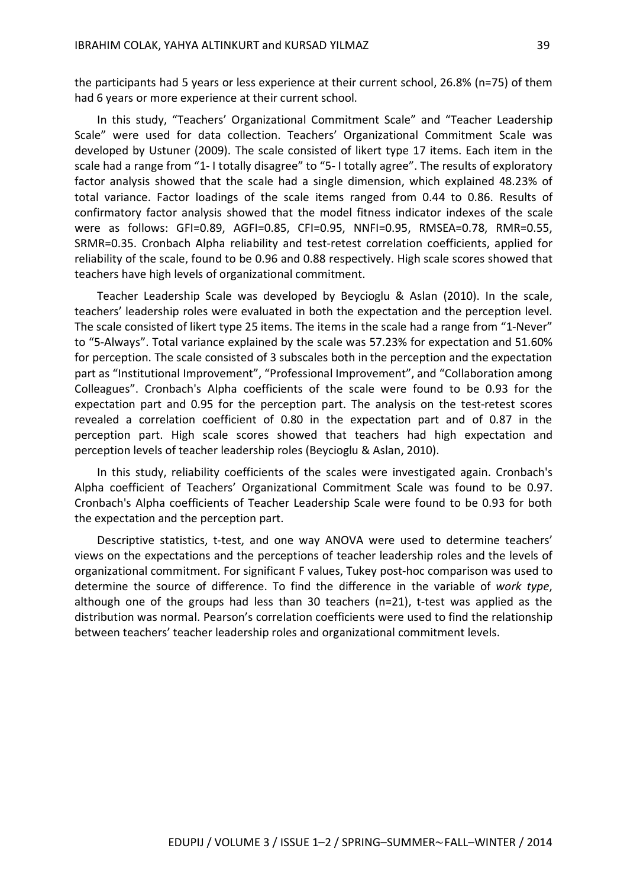the participants had 5 years or less experience at their current school, 26.8% (n=75) of them had 6 years or more experience at their current school.

In this study, "Teachers' Organizational Commitment Scale" and "Teacher Leadership Scale" were used for data collection. Teachers' Organizational Commitment Scale was developed by Ustuner (2009). The scale consisted of likert type 17 items. Each item in the scale had a range from "1- I totally disagree" to "5- I totally agree". The results of exploratory factor analysis showed that the scale had a single dimension, which explained 48.23% of total variance. Factor loadings of the scale items ranged from 0.44 to 0.86. Results of confirmatory factor analysis showed that the model fitness indicator indexes of the scale were as follows: GFI=0.89, AGFI=0.85, CFI=0.95, NNFI=0.95, RMSEA=0.78, RMR=0.55, SRMR=0.35. Cronbach Alpha reliability and test-retest correlation coefficients, applied for reliability of the scale, found to be 0.96 and 0.88 respectively. High scale scores showed that teachers have high levels of organizational commitment.

Teacher Leadership Scale was developed by Beycioglu & Aslan (2010). In the scale, teachers' leadership roles were evaluated in both the expectation and the perception level. The scale consisted of likert type 25 items. The items in the scale had a range from "1-Never" to "5-Always". Total variance explained by the scale was 57.23% for expectation and 51.60% for perception. The scale consisted of 3 subscales both in the perception and the expectation part as "Institutional Improvement", "Professional Improvement", and "Collaboration among Colleagues". Cronbach's Alpha coefficients of the scale were found to be 0.93 for the expectation part and 0.95 for the perception part. The analysis on the test-retest scores revealed a correlation coefficient of 0.80 in the expectation part and of 0.87 in the perception part. High scale scores showed that teachers had high expectation and perception levels of teacher leadership roles (Beycioglu & Aslan, 2010).

In this study, reliability coefficients of the scales were investigated again. Cronbach's Alpha coefficient of Teachers' Organizational Commitment Scale was found to be 0.97. Cronbach's Alpha coefficients of Teacher Leadership Scale were found to be 0.93 for both the expectation and the perception part.

Descriptive statistics, t-test, and one way ANOVA were used to determine teachers' views on the expectations and the perceptions of teacher leadership roles and the levels of organizational commitment. For significant F values, Tukey post-hoc comparison was used to determine the source of difference. To find the difference in the variable of *work type*, although one of the groups had less than 30 teachers (n=21), t-test was applied as the distribution was normal. Pearson's correlation coefficients were used to find the relationship between teachers' teacher leadership roles and organizational commitment levels.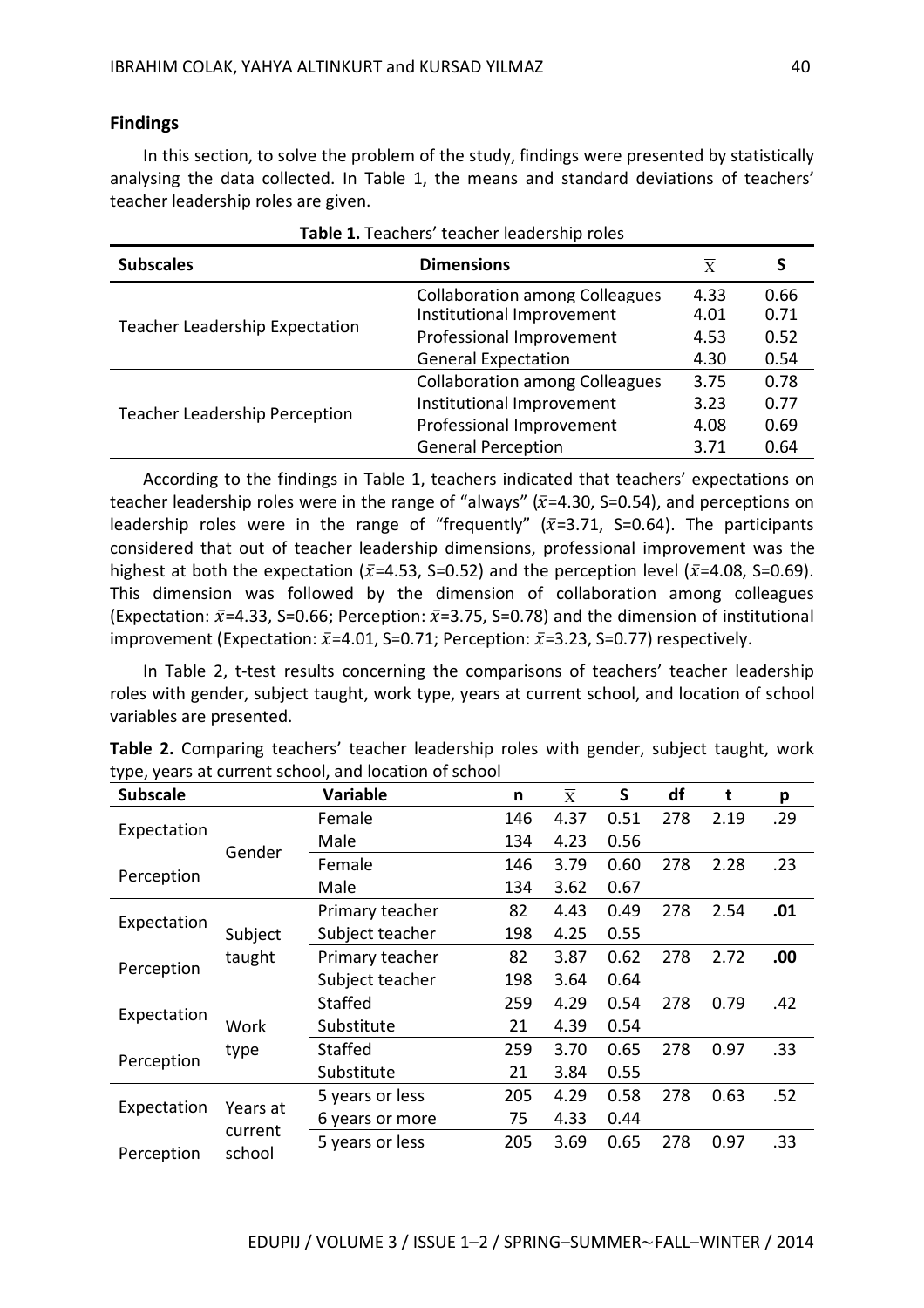## Findings

In this section, to solve the problem of the study, findings were presented by statistically analysing the data collected. In Table 1, the means and standard deviations of teachers' teacher leadership roles are given.

**Table 1.** Teachers' teacher leadership roles

| Subscales | Dimensions | $\overline{X}$ | S |
|---|---|---|---|
| Teacher Leadership Expectation | Collaboration among Colleagues | 4.33 | 0.66 |
| | Institutional Improvement | 4.01 | 0.71 |
| | Professional Improvement | 4.53 | 0.52 |
| | General Expectation | 4.30 | 0.54 |
| Teacher Leadership Perception | Collaboration among Colleagues | 3.75 | 0.78 |
| | Institutional Improvement | 3.23 | 0.77 |
| | Professional Improvement | 4.08 | 0.69 |
| | General Perception | 3.71 | 0.64 |

According to the findings in Table 1, teachers indicated that teachers' expectations on teacher leadership roles were in the range of "always" ($\bar{x}$=4.30, S=0.54), and perceptions on leadership roles were in the range of "frequently" ($\bar{x}$=3.71, S=0.64). The participants considered that out of teacher leadership dimensions, professional improvement was the highest at both the expectation ($\bar{x}$=4.53, S=0.52) and the perception level ($\bar{x}$=4.08, S=0.69). This dimension was followed by the dimension of collaboration among colleagues (Expectation: $\bar{x}$=4.33, S=0.66; Perception: $\bar{x}$=3.75, S=0.78) and the dimension of institutional improvement (Expectation: $\bar{x}$=4.01, S=0.71; Perception: $\bar{x}$=3.23, S=0.77) respectively.

In Table 2, t-test results concerning the comparisons of teachers' teacher leadership roles with gender, subject taught, work type, years at current school, and location of school variables are presented.

**Table 2.** Comparing teachers' teacher leadership roles with gender, subject taught, work type, years at current school, and location of school

| Subscale | | Variable | n | $\overline{X}$ | S | df | t | p |
|---|---|---|---|---|---|---|---|---|
| Expectation | Gender | Female | 146 | 4.37 | 0.51 | 278 | 2.19 | .29 |
| | | Male | 134 | 4.23 | 0.56 | | | |
| Perception | | Female | 146 | 3.79 | 0.60 | 278 | 2.28 | .23 |
| | | Male | 134 | 3.62 | 0.67 | | | |
| Expectation | Subject taught | Primary teacher | 82 | 4.43 | 0.49 | 278 | 2.54 | **.01** |
| | | Subject teacher | 198 | 4.25 | 0.55 | | | |
| Perception | | Primary teacher | 82 | 3.87 | 0.62 | 278 | 2.72 | **.00** |
| | | Subject teacher | 198 | 3.64 | 0.64 | | | |
| Expectation | Work type | Staffed | 259 | 4.29 | 0.54 | 278 | 0.79 | .42 |
| | | Substitute | 21 | 4.39 | 0.54 | | | |
| Perception | | Staffed | 259 | 3.70 | 0.65 | 278 | 0.97 | .33 |
| | | Substitute | 21 | 3.84 | 0.55 | | | |
| Expectation | Years at current school | 5 years or less | 205 | 4.29 | 0.58 | 278 | 0.63 | .52 |
| | | 6 years or more | 75 | 4.33 | 0.44 | | | |
| Perception | | 5 years or less | 205 | 3.69 | 0.65 | 278 | 0.97 | .33 |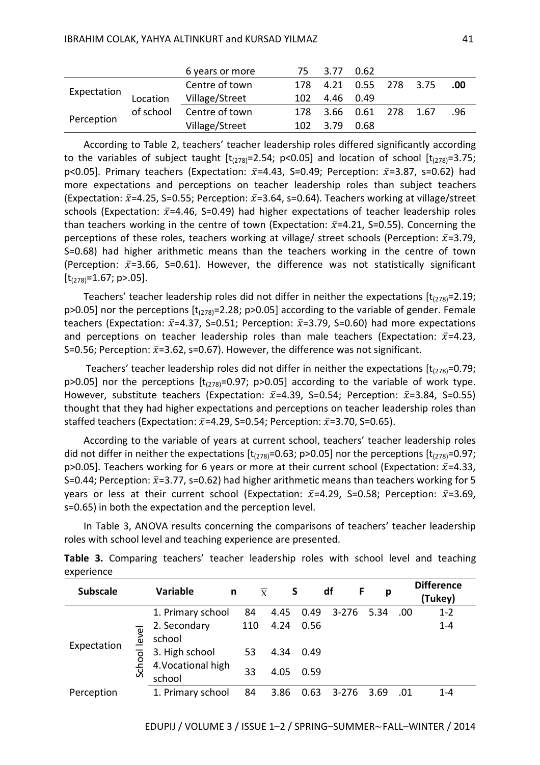| | | 6 years or more | 75 | 3.77 | 0.62 | | | |
|---|---|---|---|---|---|---|---|---|
| Expectation | Location of school | Centre of town | 178 | 4.21 | 0.55 | 278 | 3.75 | **.00** |
| | | Village/Street | 102 | 4.46 | 0.49 | | | |
| Perception | | Centre of town | 178 | 3.66 | 0.61 | 278 | 1.67 | .96 |
| | | Village/Street | 102 | 3.79 | 0.68 | | | |

According to Table 2, teachers' teacher leadership roles differed significantly according to the variables of subject taught [$t_{(278)}$=2.54; p<0.05] and location of school [$t_{(278)}$=3.75; p<0.05]. Primary teachers (Expectation: $\bar{x}$=4.43, S=0.49; Perception: $\bar{x}$=3.87, s=0.62) had more expectations and perceptions on teacher leadership roles than subject teachers (Expectation: $\bar{x}$=4.25, S=0.55; Perception: $\bar{x}$=3.64, s=0.64). Teachers working at village/street schools (Expectation: $\bar{x}$=4.46, S=0.49) had higher expectations of teacher leadership roles than teachers working in the centre of town (Expectation: $\bar{x}$=4.21, S=0.55). Concerning the perceptions of these roles, teachers working at village/ street schools (Perception: $\bar{x}$=3.79, S=0.68) had higher arithmetic means than the teachers working in the centre of town (Perception: $\bar{x}$=3.66, S=0.61). However, the difference was not statistically significant [$t_{(278)}$=1.67; p>.05].

Teachers' teacher leadership roles did not differ in neither the expectations [$t_{(278)}$=2.19; p>0.05] nor the perceptions [$t_{(278)}$=2.28; p>0.05] according to the variable of gender. Female teachers (Expectation: $\bar{x}$=4.37, S=0.51; Perception: $\bar{x}$=3.79, S=0.60) had more expectations and perceptions on teacher leadership roles than male teachers (Expectation: $\bar{x}$=4.23, S=0.56; Perception: $\bar{x}$=3.62, s=0.67). However, the difference was not significant.

Teachers' teacher leadership roles did not differ in neither the expectations [$t_{(278)}$=0.79; p>0.05] nor the perceptions [$t_{(278)}$=0.97; p>0.05] according to the variable of work type. However, substitute teachers (Expectation: $\bar{x}$=4.39, S=0.54; Perception: $\bar{x}$=3.84, S=0.55) thought that they had higher expectations and perceptions on teacher leadership roles than staffed teachers (Expectation: $\bar{x}$=4.29, S=0.54; Perception: $\bar{x}$=3.70, S=0.65).

According to the variable of years at current school, teachers' teacher leadership roles did not differ in neither the expectations [$t_{(278)}$=0.63; p>0.05] nor the perceptions [$t_{(278)}$=0.97; p>0.05]. Teachers working for 6 years or more at their current school (Expectation: $\bar{x}$=4.33, S=0.44; Perception: $\bar{x}$=3.77, s=0.62) had higher arithmetic means than teachers working for 5 years or less at their current school (Expectation: $\bar{x}$=4.29, S=0.58; Perception: $\bar{x}$=3.69, s=0.65) in both the expectation and the perception level.

In Table 3, ANOVA results concerning the comparisons of teachers' teacher leadership roles with school level and teaching experience are presented.

**Table 3.** Comparing teachers' teacher leadership roles with school level and teaching experience

| Subscale | | Variable | n | $\bar{X}$ | S | df | F | p | Difference (Tukey) |
|---|---|---|---|---|---|---|---|---|---|
| Expectation | School level | 1. Primary school | 84 | 4.45 | 0.49 | 3-276 | 5.34 | .00 | 1-2 |
| | | 2. Secondary school | 110 | 4.24 | 0.56 | | | | 1-4 |
| | | 3. High school | 53 | 4.34 | 0.49 | | | | |
| | | 4.Vocational high school | 33 | 4.05 | 0.59 | | | | |
| Perception | | 1. Primary school | 84 | 3.86 | 0.63 | 3-276 | 3.69 | .01 | 1-4 |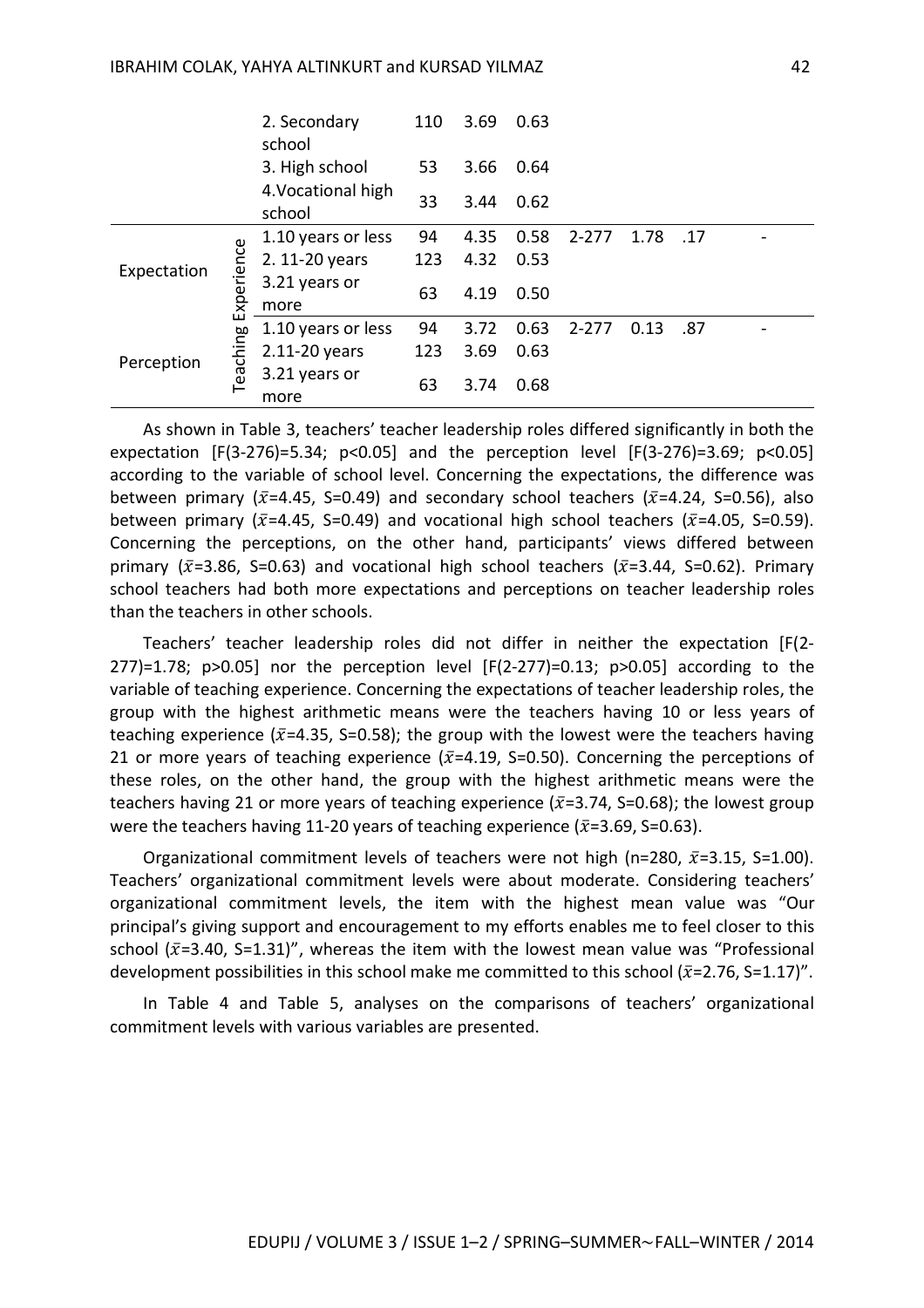| | | | n | $\bar{x}$ | S | df | F | p | |
|---|---|---|---|---|---|---|---|---|---|
| | | 2. Secondary school | 110 | 3.69 | 0.63 | | | | |
| | | 3. High school | 53 | 3.66 | 0.64 | | | | |
| | | 4.Vocational high school | 33 | 3.44 | 0.62 | | | | |
| Expectation | Teaching Experience | 1.10 years or less | 94 | 4.35 | 0.58 | 2-277 | 1.78 | .17 | - |
| | | 2. 11-20 years | 123 | 4.32 | 0.53 | | | | |
| | | 3.21 years or more | 63 | 4.19 | 0.50 | | | | |
| Perception | | 1.10 years or less | 94 | 3.72 | 0.63 | 2-277 | 0.13 | .87 | - |
| | | 2.11-20 years | 123 | 3.69 | 0.63 | | | | |
| | | 3.21 years or more | 63 | 3.74 | 0.68 | | | | |

As shown in Table 3, teachers' teacher leadership roles differed significantly in both the expectation [F(3-276)=5.34; p<0.05] and the perception level [F(3-276)=3.69; p<0.05] according to the variable of school level. Concerning the expectations, the difference was between primary ($\bar{x}$=4.45, S=0.49) and secondary school teachers ($\bar{x}$=4.24, S=0.56), also between primary ($\bar{x}$=4.45, S=0.49) and vocational high school teachers ($\bar{x}$=4.05, S=0.59). Concerning the perceptions, on the other hand, participants' views differed between primary ($\bar{x}$=3.86, S=0.63) and vocational high school teachers ($\bar{x}$=3.44, S=0.62). Primary school teachers had both more expectations and perceptions on teacher leadership roles than the teachers in other schools.

Teachers' teacher leadership roles did not differ in neither the expectation [F(2-277)=1.78; p>0.05] nor the perception level [F(2-277)=0.13; p>0.05] according to the variable of teaching experience. Concerning the expectations of teacher leadership roles, the group with the highest arithmetic means were the teachers having 10 or less years of teaching experience ($\bar{x}$=4.35, S=0.58); the group with the lowest were the teachers having 21 or more years of teaching experience ($\bar{x}$=4.19, S=0.50). Concerning the perceptions of these roles, on the other hand, the group with the highest arithmetic means were the teachers having 21 or more years of teaching experience ($\bar{x}$=3.74, S=0.68); the lowest group were the teachers having 11-20 years of teaching experience ($\bar{x}$=3.69, S=0.63).

Organizational commitment levels of teachers were not high (n=280, $\bar{x}$=3.15, S=1.00). Teachers' organizational commitment levels were about moderate. Considering teachers' organizational commitment levels, the item with the highest mean value was "Our principal's giving support and encouragement to my efforts enables me to feel closer to this school ($\bar{x}$=3.40, S=1.31)", whereas the item with the lowest mean value was "Professional development possibilities in this school make me committed to this school ($\bar{x}$=2.76, S=1.17)".

In Table 4 and Table 5, analyses on the comparisons of teachers' organizational commitment levels with various variables are presented.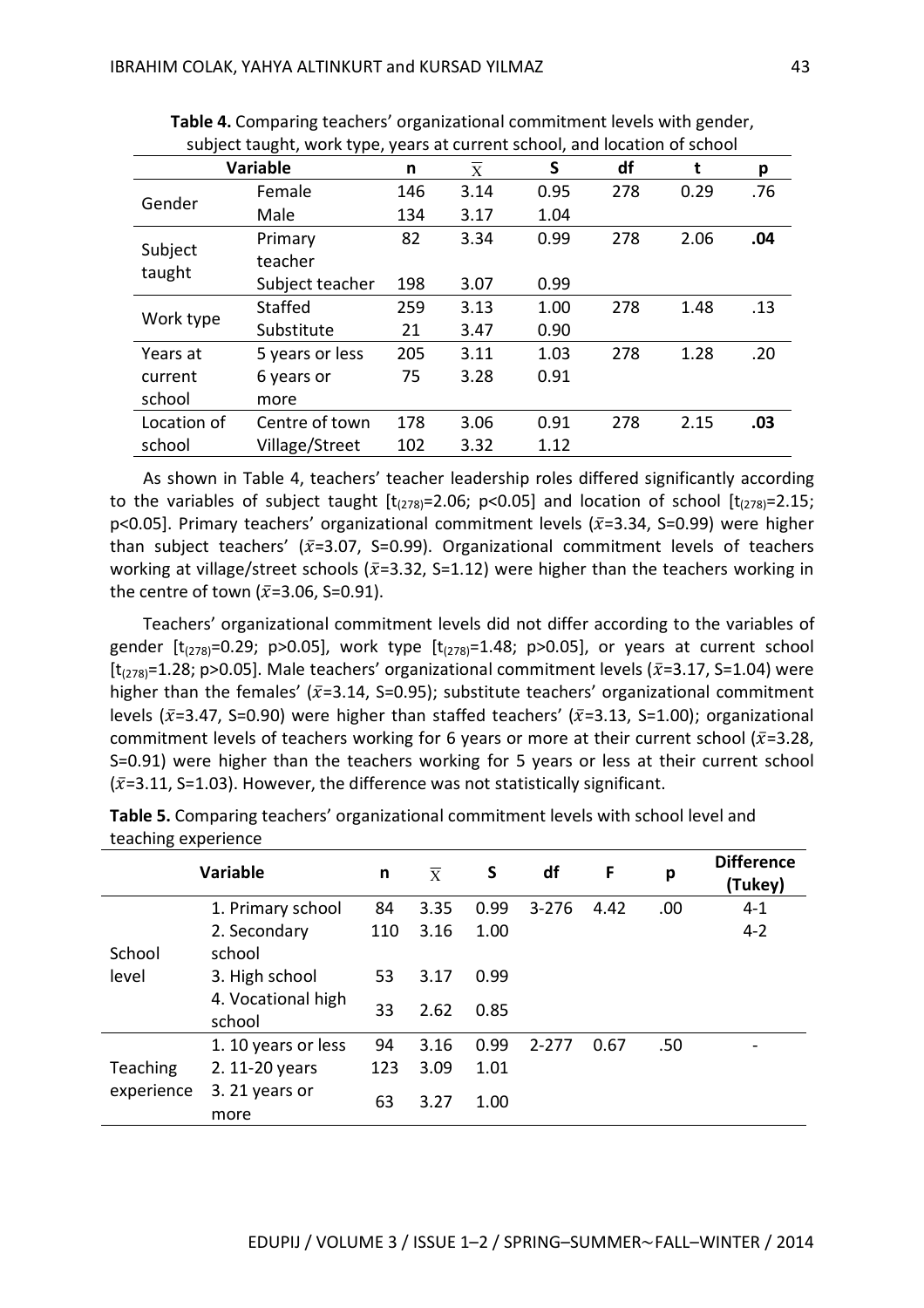**Table 4.** Comparing teachers' organizational commitment levels with gender, subject taught, work type, years at current school, and location of school

| Variable | | n | $\overline{X}$ | S | df | t | p |
|---|---|---|---|---|---|---|---|
| Gender | Female | 146 | 3.14 | 0.95 | 278 | 0.29 | .76 |
| | Male | 134 | 3.17 | 1.04 | | | |
| Subject taught | Primary teacher | 82 | 3.34 | 0.99 | 278 | 2.06 | **.04** |
| | Subject teacher | 198 | 3.07 | 0.99 | | | |
| Work type | Staffed | 259 | 3.13 | 1.00 | 278 | 1.48 | .13 |
| | Substitute | 21 | 3.47 | 0.90 | | | |
| Years at current school | 5 years or less | 205 | 3.11 | 1.03 | 278 | 1.28 | .20 |
| | 6 years or more | 75 | 3.28 | 0.91 | | | |
| Location of school | Centre of town | 178 | 3.06 | 0.91 | 278 | 2.15 | **.03** |
| | Village/Street | 102 | 3.32 | 1.12 | | | |

As shown in Table 4, teachers' teacher leadership roles differed significantly according to the variables of subject taught [$t_{(278)}$=2.06; p<0.05] and location of school [$t_{(278)}$=2.15; p<0.05]. Primary teachers' organizational commitment levels ($\bar{x}$=3.34, S=0.99) were higher than subject teachers' ($\bar{x}$=3.07, S=0.99). Organizational commitment levels of teachers working at village/street schools ($\bar{x}$=3.32, S=1.12) were higher than the teachers working in the centre of town ($\bar{x}$=3.06, S=0.91).

Teachers' organizational commitment levels did not differ according to the variables of gender [$t_{(278)}$=0.29; p>0.05], work type [$t_{(278)}$=1.48; p>0.05], or years at current school [$t_{(278)}$=1.28; p>0.05]. Male teachers' organizational commitment levels ($\bar{x}$=3.17, S=1.04) were higher than the females' ($\bar{x}$=3.14, S=0.95); substitute teachers' organizational commitment levels ($\bar{x}$=3.47, S=0.90) were higher than staffed teachers' ($\bar{x}$=3.13, S=1.00); organizational commitment levels of teachers working for 6 years or more at their current school ($\bar{x}$=3.28, S=0.91) were higher than the teachers working for 5 years or less at their current school ($\bar{x}$=3.11, S=1.03). However, the difference was not statistically significant.

**Table 5.** Comparing teachers' organizational commitment levels with school level and teaching experience

| Variable | | n | $\overline{X}$ | S | df | F | p | Difference (Tukey) |
|---|---|---|---|---|---|---|---|---|
| School level | 1. Primary school | 84 | 3.35 | 0.99 | 3-276 | 4.42 | .00 | 4-1 |
| | 2. Secondary school | 110 | 3.16 | 1.00 | | | | 4-2 |
| | 3. High school | 53 | 3.17 | 0.99 | | | | |
| | 4. Vocational high school | 33 | 2.62 | 0.85 | | | | |
| Teaching experience | 1. 10 years or less | 94 | 3.16 | 0.99 | 2-277 | 0.67 | .50 | - |
| | 2. 11-20 years | 123 | 3.09 | 1.01 | | | | |
| | 3. 21 years or more | 63 | 3.27 | 1.00 | | | | |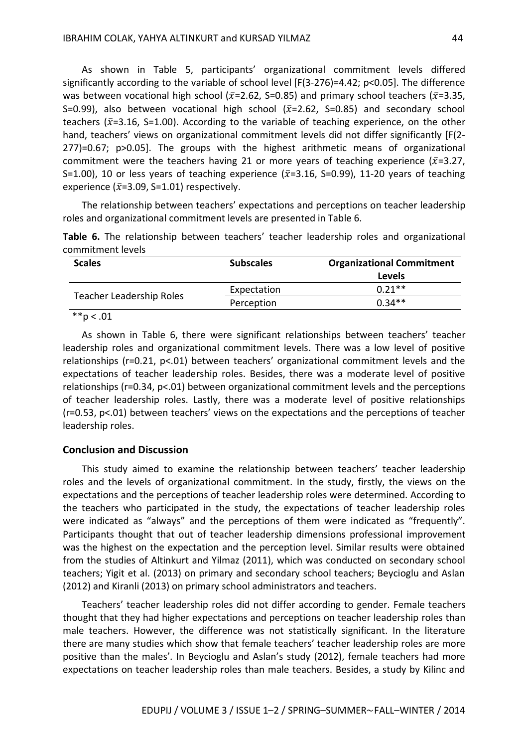As shown in Table 5, participants' organizational commitment levels differed significantly according to the variable of school level [$F(3\text{-}276)=4.42$; $p<0.05$]. The difference was between vocational high school ($\bar{x}=2.62$, $S=0.85$) and primary school teachers ($\bar{x}=3.35$, $S=0.99$), also between vocational high school ($\bar{x}=2.62$, $S=0.85$) and secondary school teachers ($\bar{x}=3.16$, $S=1.00$). According to the variable of teaching experience, on the other hand, teachers' views on organizational commitment levels did not differ significantly [$F(2\text{-}277)=0.67$; $p>0.05$]. The groups with the highest arithmetic means of organizational commitment were the teachers having 21 or more years of teaching experience ($\bar{x}=3.27$, $S=1.00$), 10 or less years of teaching experience ($\bar{x}=3.16$, $S=0.99$), 11-20 years of teaching experience ($\bar{x}=3.09$, $S=1.01$) respectively.

The relationship between teachers' expectations and perceptions on teacher leadership roles and organizational commitment levels are presented in Table 6.

**Table 6.** The relationship between teachers' teacher leadership roles and organizational commitment levels

| Scales | Subscales | Organizational Commitment Levels |
|---|---|---|
| Teacher Leadership Roles | Expectation | 0.21** |
| | Perception | 0.34** |

**p < .01

As shown in Table 6, there were significant relationships between teachers' teacher leadership roles and organizational commitment levels. There was a low level of positive relationships ($r=0.21$, $p<.01$) between teachers' organizational commitment levels and the expectations of teacher leadership roles. Besides, there was a moderate level of positive relationships ($r=0.34$, $p<.01$) between organizational commitment levels and the perceptions of teacher leadership roles. Lastly, there was a moderate level of positive relationships ($r=0.53$, $p<.01$) between teachers' views on the expectations and the perceptions of teacher leadership roles.

## Conclusion and Discussion

This study aimed to examine the relationship between teachers' teacher leadership roles and the levels of organizational commitment. In the study, firstly, the views on the expectations and the perceptions of teacher leadership roles were determined. According to the teachers who participated in the study, the expectations of teacher leadership roles were indicated as "always" and the perceptions of them were indicated as "frequently". Participants thought that out of teacher leadership dimensions professional improvement was the highest on the expectation and the perception level. Similar results were obtained from the studies of Altinkurt and Yilmaz (2011), which was conducted on secondary school teachers; Yigit et al. (2013) on primary and secondary school teachers; Beycioglu and Aslan (2012) and Kiranli (2013) on primary school administrators and teachers.

Teachers' teacher leadership roles did not differ according to gender. Female teachers thought that they had higher expectations and perceptions on teacher leadership roles than male teachers. However, the difference was not statistically significant. In the literature there are many studies which show that female teachers' teacher leadership roles are more positive than the males'. In Beycioglu and Aslan's study (2012), female teachers had more expectations on teacher leadership roles than male teachers. Besides, a study by Kilinc and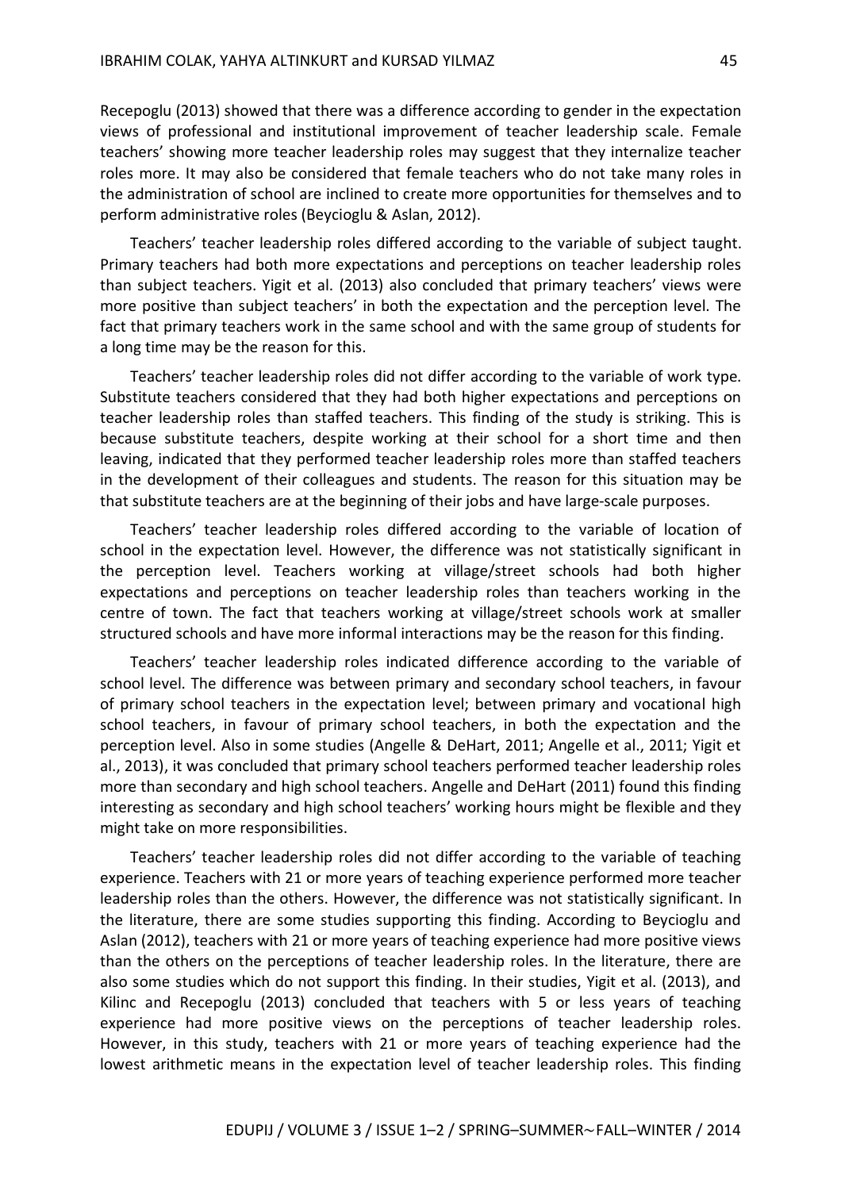Recepoglu (2013) showed that there was a difference according to gender in the expectation views of professional and institutional improvement of teacher leadership scale. Female teachers' showing more teacher leadership roles may suggest that they internalize teacher roles more. It may also be considered that female teachers who do not take many roles in the administration of school are inclined to create more opportunities for themselves and to perform administrative roles (Beycioglu & Aslan, 2012).

Teachers' teacher leadership roles differed according to the variable of subject taught. Primary teachers had both more expectations and perceptions on teacher leadership roles than subject teachers. Yigit et al. (2013) also concluded that primary teachers' views were more positive than subject teachers' in both the expectation and the perception level. The fact that primary teachers work in the same school and with the same group of students for a long time may be the reason for this.

Teachers' teacher leadership roles did not differ according to the variable of work type. Substitute teachers considered that they had both higher expectations and perceptions on teacher leadership roles than staffed teachers. This finding of the study is striking. This is because substitute teachers, despite working at their school for a short time and then leaving, indicated that they performed teacher leadership roles more than staffed teachers in the development of their colleagues and students. The reason for this situation may be that substitute teachers are at the beginning of their jobs and have large-scale purposes.

Teachers' teacher leadership roles differed according to the variable of location of school in the expectation level. However, the difference was not statistically significant in the perception level. Teachers working at village/street schools had both higher expectations and perceptions on teacher leadership roles than teachers working in the centre of town. The fact that teachers working at village/street schools work at smaller structured schools and have more informal interactions may be the reason for this finding.

Teachers' teacher leadership roles indicated difference according to the variable of school level. The difference was between primary and secondary school teachers, in favour of primary school teachers in the expectation level; between primary and vocational high school teachers, in favour of primary school teachers, in both the expectation and the perception level. Also in some studies (Angelle & DeHart, 2011; Angelle et al., 2011; Yigit et al., 2013), it was concluded that primary school teachers performed teacher leadership roles more than secondary and high school teachers. Angelle and DeHart (2011) found this finding interesting as secondary and high school teachers' working hours might be flexible and they might take on more responsibilities.

Teachers' teacher leadership roles did not differ according to the variable of teaching experience. Teachers with 21 or more years of teaching experience performed more teacher leadership roles than the others. However, the difference was not statistically significant. In the literature, there are some studies supporting this finding. According to Beycioglu and Aslan (2012), teachers with 21 or more years of teaching experience had more positive views than the others on the perceptions of teacher leadership roles. In the literature, there are also some studies which do not support this finding. In their studies, Yigit et al. (2013), and Kilinc and Recepoglu (2013) concluded that teachers with 5 or less years of teaching experience had more positive views on the perceptions of teacher leadership roles. However, in this study, teachers with 21 or more years of teaching experience had the lowest arithmetic means in the expectation level of teacher leadership roles. This finding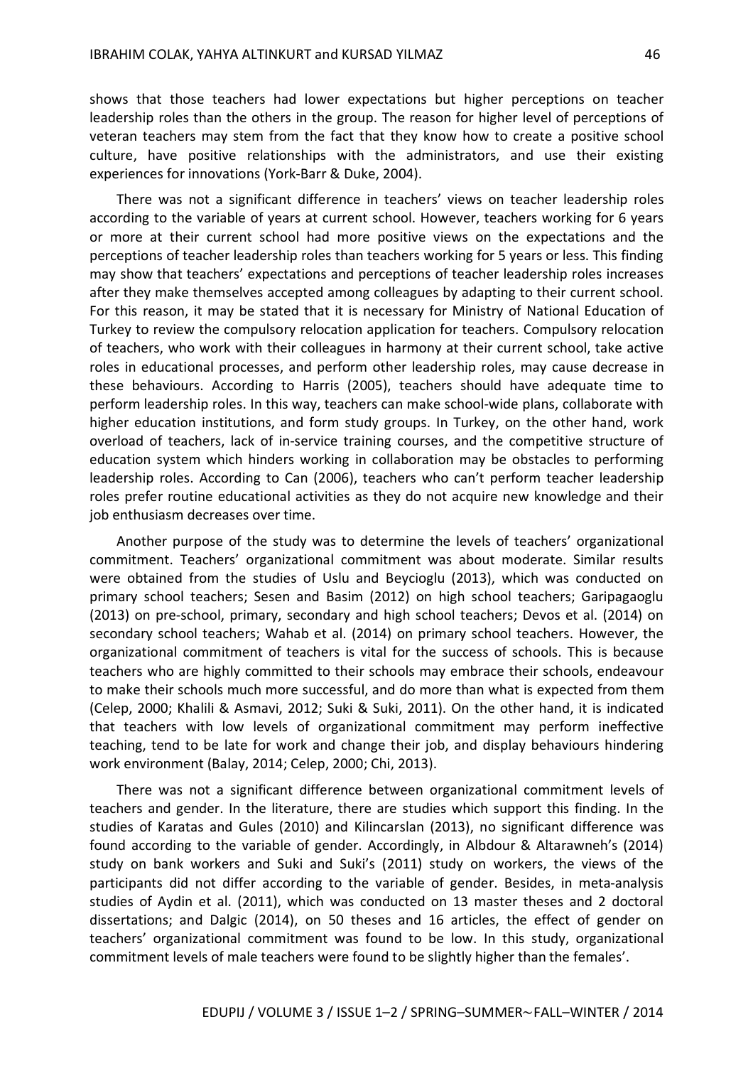shows that those teachers had lower expectations but higher perceptions on teacher leadership roles than the others in the group. The reason for higher level of perceptions of veteran teachers may stem from the fact that they know how to create a positive school culture, have positive relationships with the administrators, and use their existing experiences for innovations (York-Barr & Duke, 2004).

There was not a significant difference in teachers' views on teacher leadership roles according to the variable of years at current school. However, teachers working for 6 years or more at their current school had more positive views on the expectations and the perceptions of teacher leadership roles than teachers working for 5 years or less. This finding may show that teachers' expectations and perceptions of teacher leadership roles increases after they make themselves accepted among colleagues by adapting to their current school. For this reason, it may be stated that it is necessary for Ministry of National Education of Turkey to review the compulsory relocation application for teachers. Compulsory relocation of teachers, who work with their colleagues in harmony at their current school, take active roles in educational processes, and perform other leadership roles, may cause decrease in these behaviours. According to Harris (2005), teachers should have adequate time to perform leadership roles. In this way, teachers can make school-wide plans, collaborate with higher education institutions, and form study groups. In Turkey, on the other hand, work overload of teachers, lack of in-service training courses, and the competitive structure of education system which hinders working in collaboration may be obstacles to performing leadership roles. According to Can (2006), teachers who can't perform teacher leadership roles prefer routine educational activities as they do not acquire new knowledge and their job enthusiasm decreases over time.

Another purpose of the study was to determine the levels of teachers' organizational commitment. Teachers' organizational commitment was about moderate. Similar results were obtained from the studies of Uslu and Beycioglu (2013), which was conducted on primary school teachers; Sesen and Basim (2012) on high school teachers; Garipagaoglu (2013) on pre-school, primary, secondary and high school teachers; Devos et al. (2014) on secondary school teachers; Wahab et al. (2014) on primary school teachers. However, the organizational commitment of teachers is vital for the success of schools. This is because teachers who are highly committed to their schools may embrace their schools, endeavour to make their schools much more successful, and do more than what is expected from them (Celep, 2000; Khalili & Asmavi, 2012; Suki & Suki, 2011). On the other hand, it is indicated that teachers with low levels of organizational commitment may perform ineffective teaching, tend to be late for work and change their job, and display behaviours hindering work environment (Balay, 2014; Celep, 2000; Chi, 2013).

There was not a significant difference between organizational commitment levels of teachers and gender. In the literature, there are studies which support this finding. In the studies of Karatas and Gules (2010) and Kilincarslan (2013), no significant difference was found according to the variable of gender. Accordingly, in Albdour & Altarawneh's (2014) study on bank workers and Suki and Suki's (2011) study on workers, the views of the participants did not differ according to the variable of gender. Besides, in meta-analysis studies of Aydin et al. (2011), which was conducted on 13 master theses and 2 doctoral dissertations; and Dalgic (2014), on 50 theses and 16 articles, the effect of gender on teachers' organizational commitment was found to be low. In this study, organizational commitment levels of male teachers were found to be slightly higher than the females'.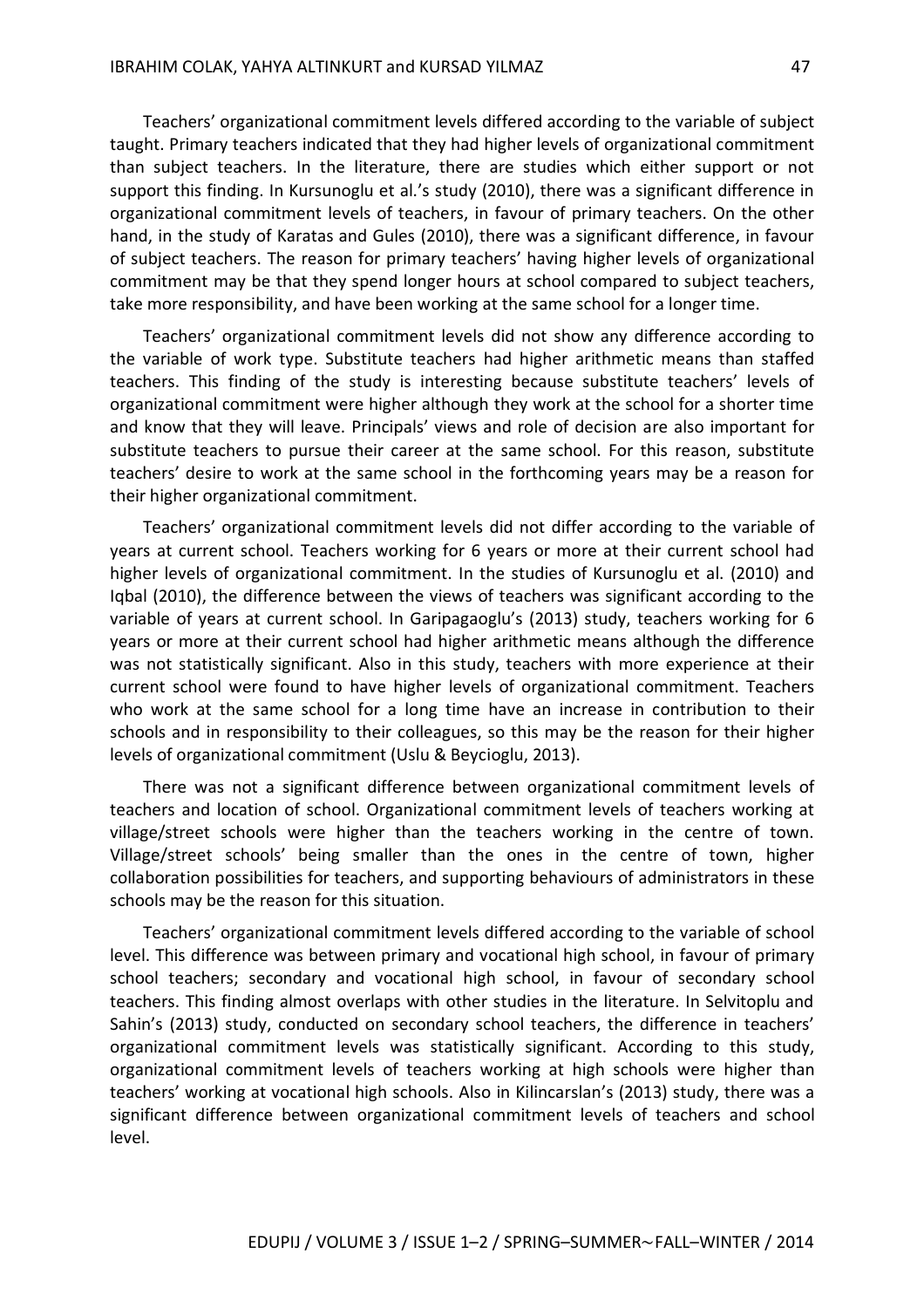Teachers' organizational commitment levels differed according to the variable of subject taught. Primary teachers indicated that they had higher levels of organizational commitment than subject teachers. In the literature, there are studies which either support or not support this finding. In Kursunoglu et al.'s study (2010), there was a significant difference in organizational commitment levels of teachers, in favour of primary teachers. On the other hand, in the study of Karatas and Gules (2010), there was a significant difference, in favour of subject teachers. The reason for primary teachers' having higher levels of organizational commitment may be that they spend longer hours at school compared to subject teachers, take more responsibility, and have been working at the same school for a longer time.

Teachers' organizational commitment levels did not show any difference according to the variable of work type. Substitute teachers had higher arithmetic means than staffed teachers. This finding of the study is interesting because substitute teachers' levels of organizational commitment were higher although they work at the school for a shorter time and know that they will leave. Principals' views and role of decision are also important for substitute teachers to pursue their career at the same school. For this reason, substitute teachers' desire to work at the same school in the forthcoming years may be a reason for their higher organizational commitment.

Teachers' organizational commitment levels did not differ according to the variable of years at current school. Teachers working for 6 years or more at their current school had higher levels of organizational commitment. In the studies of Kursunoglu et al. (2010) and Iqbal (2010), the difference between the views of teachers was significant according to the variable of years at current school. In Garipagaoglu's (2013) study, teachers working for 6 years or more at their current school had higher arithmetic means although the difference was not statistically significant. Also in this study, teachers with more experience at their current school were found to have higher levels of organizational commitment. Teachers who work at the same school for a long time have an increase in contribution to their schools and in responsibility to their colleagues, so this may be the reason for their higher levels of organizational commitment (Uslu & Beycioglu, 2013).

There was not a significant difference between organizational commitment levels of teachers and location of school. Organizational commitment levels of teachers working at village/street schools were higher than the teachers working in the centre of town. Village/street schools' being smaller than the ones in the centre of town, higher collaboration possibilities for teachers, and supporting behaviours of administrators in these schools may be the reason for this situation.

Teachers' organizational commitment levels differed according to the variable of school level. This difference was between primary and vocational high school, in favour of primary school teachers; secondary and vocational high school, in favour of secondary school teachers. This finding almost overlaps with other studies in the literature. In Selvitoplu and Sahin's (2013) study, conducted on secondary school teachers, the difference in teachers' organizational commitment levels was statistically significant. According to this study, organizational commitment levels of teachers working at high schools were higher than teachers' working at vocational high schools. Also in Kilincarslan's (2013) study, there was a significant difference between organizational commitment levels of teachers and school level.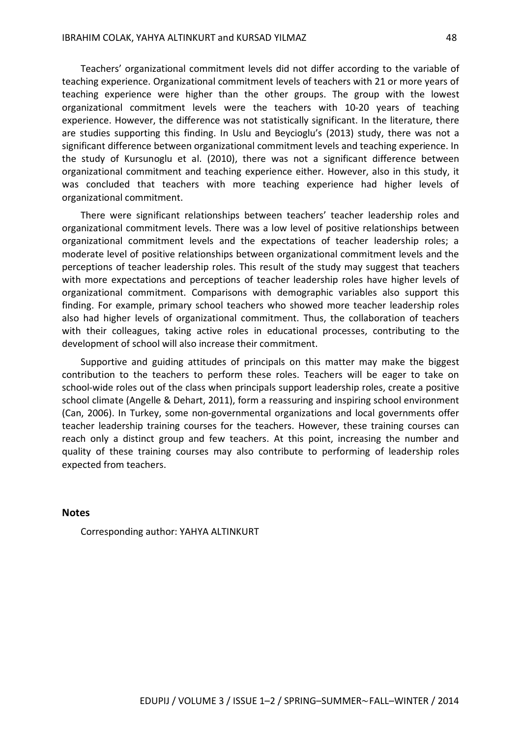Teachers' organizational commitment levels did not differ according to the variable of teaching experience. Organizational commitment levels of teachers with 21 or more years of teaching experience were higher than the other groups. The group with the lowest organizational commitment levels were the teachers with 10-20 years of teaching experience. However, the difference was not statistically significant. In the literature, there are studies supporting this finding. In Uslu and Beycioglu's (2013) study, there was not a significant difference between organizational commitment levels and teaching experience. In the study of Kursunoglu et al. (2010), there was not a significant difference between organizational commitment and teaching experience either. However, also in this study, it was concluded that teachers with more teaching experience had higher levels of organizational commitment.

There were significant relationships between teachers' teacher leadership roles and organizational commitment levels. There was a low level of positive relationships between organizational commitment levels and the expectations of teacher leadership roles; a moderate level of positive relationships between organizational commitment levels and the perceptions of teacher leadership roles. This result of the study may suggest that teachers with more expectations and perceptions of teacher leadership roles have higher levels of organizational commitment. Comparisons with demographic variables also support this finding. For example, primary school teachers who showed more teacher leadership roles also had higher levels of organizational commitment. Thus, the collaboration of teachers with their colleagues, taking active roles in educational processes, contributing to the development of school will also increase their commitment.

Supportive and guiding attitudes of principals on this matter may make the biggest contribution to the teachers to perform these roles. Teachers will be eager to take on school-wide roles out of the class when principals support leadership roles, create a positive school climate (Angelle & Dehart, 2011), form a reassuring and inspiring school environment (Can, 2006). In Turkey, some non-governmental organizations and local governments offer teacher leadership training courses for the teachers. However, these training courses can reach only a distinct group and few teachers. At this point, increasing the number and quality of these training courses may also contribute to performing of leadership roles expected from teachers.

## Notes

Corresponding author: YAHYA ALTINKURT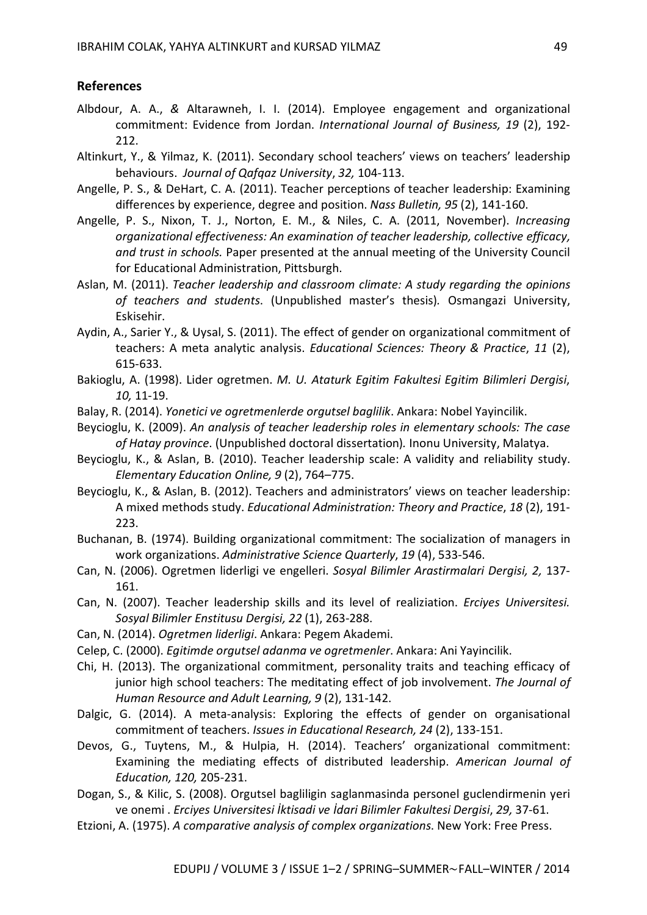## References

Albdour, A. A., *&* Altarawneh, I. I. (2014). Employee engagement and organizational commitment: Evidence from Jordan. *International Journal of Business, 19* (2), 192-212.

Altinkurt, Y., & Yilmaz, K. (2011). Secondary school teachers' views on teachers' leadership behaviours. *Journal of Qafqaz University*, *32,* 104-113.

Angelle, P. S., & DeHart, C. A. (2011). Teacher perceptions of teacher leadership: Examining differences by experience, degree and position. *Nass Bulletin, 95* (2), 141-160.

Angelle, P. S., Nixon, T. J., Norton, E. M., & Niles, C. A. (2011, November). *Increasing organizational effectiveness: An examination of teacher leadership, collective efficacy, and trust in schools.* Paper presented at the annual meeting of the University Council for Educational Administration, Pittsburgh.

Aslan, M. (2011). *Teacher leadership and classroom climate: A study regarding the opinions of teachers and students*. (Unpublished master's thesis)*.* Osmangazi University, Eskisehir.

Aydin, A., Sarier Y., & Uysal, S. (2011). The effect of gender on organizational commitment of teachers: A meta analytic analysis. *Educational Sciences: Theory & Practice*, *11* (2), 615-633.

Bakioglu, A. (1998). Lider ogretmen. *M. U. Ataturk Egitim Fakultesi Egitim Bilimleri Dergisi*, *10,* 11-19.

Balay, R. (2014). *Yonetici ve ogretmenlerde orgutsel baglilik*. Ankara: Nobel Yayincilik.

Beycioglu, K. (2009). *An analysis of teacher leadership roles in elementary schools: The case of Hatay province*. (Unpublished doctoral dissertation)*.* Inonu University, Malatya.

Beycioglu, K., & Aslan, B. (2010). Teacher leadership scale: A validity and reliability study. *Elementary Education Online, 9* (2), 764–775.

Beycioglu, K., & Aslan, B. (2012). Teachers and administrators' views on teacher leadership: A mixed methods study. *Educational Administration: Theory and Practice*, *18* (2), 191-223.

Buchanan, B. (1974). Building organizational commitment: The socialization of managers in work organizations. *Administrative Science Quarterly*, *19* (4), 533-546.

Can, N. (2006). Ogretmen liderligi ve engelleri. *Sosyal Bilimler Arastirmalari Dergisi, 2,* 137-161.

Can, N. (2007). Teacher leadership skills and its level of realiziation. *Erciyes Universitesi. Sosyal Bilimler Enstitusu Dergisi, 22* (1), 263-288.

Can, N. (2014). *Ogretmen liderligi*. Ankara: Pegem Akademi.

Celep, C. (2000). *Egitimde orgutsel adanma ve ogretmenler*. Ankara: Ani Yayincilik.

Chi, H. (2013). The organizational commitment, personality traits and teaching efficacy of junior high school teachers: The meditating effect of job involvement. *The Journal of Human Resource and Adult Learning, 9* (2), 131-142.

Dalgic, G. (2014). A meta-analysis: Exploring the effects of gender on organisational commitment of teachers. *Issues in Educational Research, 24* (2), 133-151.

Devos, G., Tuytens, M., & Hulpia, H. (2014). Teachers' organizational commitment: Examining the mediating effects of distributed leadership. *American Journal of Education, 120,* 205-231.

Dogan, S., & Kilic, S. (2008). Orgutsel bagliligin saglanmasinda personel guclendirmenin yeri ve onemi . *Erciyes Universitesi İktisadi ve İdari Bilimler Fakultesi Dergisi*, *29,* 37-61.

Etzioni, A. (1975). *A comparative analysis of complex organizations*. New York: Free Press.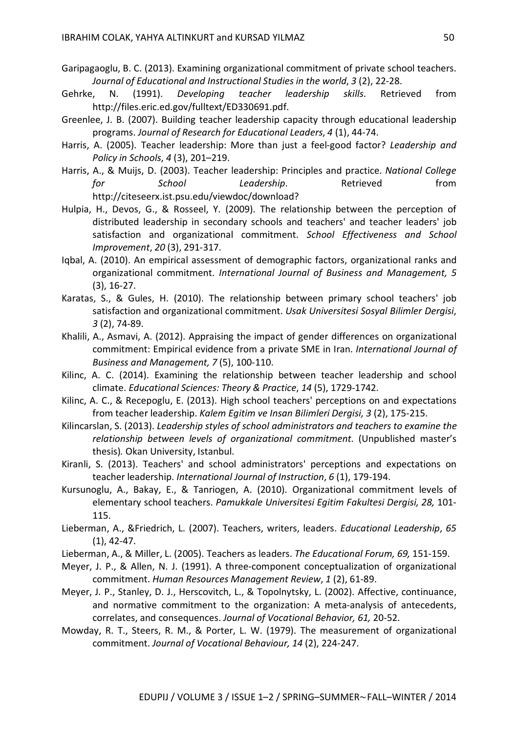Garipagaoglu, B. C. (2013). Examining organizational commitment of private school teachers. *Journal of Educational and Instructional Studies in the world*, *3* (2), 22-28.

Gehrke, N. (1991). *Developing teacher leadership skills*. Retrieved from http://files.eric.ed.gov/fulltext/ED330691.pdf.

Greenlee, J. B. (2007). Building teacher leadership capacity through educational leadership programs. *Journal of Research for Educational Leaders*, *4* (1), 44-74.

Harris, A. (2005). Teacher leadership: More than just a feel-good factor? *Leadership and Policy in Schools*, *4* (3), 201–219.

Harris, A., & Muijs, D. (2003). Teacher leadership: Principles and practice. *National College for School Leadership*. Retrieved from http://citeseerx.ist.psu.edu/viewdoc/download?

Hulpia, H., Devos, G., & Rosseel, Y. (2009). The relationship between the perception of distributed leadership in secondary schools and teachers' and teacher leaders' job satisfaction and organizational commitment. *School Effectiveness and School Improvement*, *20* (3), 291-317.

Iqbal, A. (2010). An empirical assessment of demographic factors, organizational ranks and organizational commitment. *International Journal of Business and Management, 5* (3), 16-27.

Karatas, S., & Gules, H. (2010). The relationship between primary school teachers' job satisfaction and organizational commitment. *Usak Universitesi Sosyal Bilimler Dergisi*, *3* (2), 74-89.

Khalili, A., Asmavi, A. (2012). Appraising the impact of gender differences on organizational commitment: Empirical evidence from a private SME in Iran. *International Journal of Business and Management, 7* (5), 100-110.

Kilinc, A. C. (2014). Examining the relationship between teacher leadership and school climate. *Educational Sciences: Theory & Practice*, *14* (5), 1729-1742.

Kilinc, A. C., & Recepoglu, E. (2013). High school teachers' perceptions on and expectations from teacher leadership. *Kalem Egitim ve Insan Bilimleri Dergisi, 3* (2), 175-215.

Kilincarslan, S. (2013). *Leadership styles of school administrators and teachers to examine the relationship between levels of organizational commitment*. (Unpublished master's thesis)*.* Okan University, Istanbul.

Kiranli, S. (2013). Teachers' and school administrators' perceptions and expectations on teacher leadership. *International Journal of Instruction*, *6* (1), 179-194.

Kursunoglu, A., Bakay, E., & Tanriogen, A. (2010). Organizational commitment levels of elementary school teachers. *Pamukkale Universitesi Egitim Fakultesi Dergisi, 28,* 101-115.

Lieberman, A., &Friedrich, L. (2007). Teachers, writers, leaders. *Educational Leadership*, *65* (1), 42-47.

Lieberman, A., & Miller, L. (2005). Teachers as leaders. *The Educational Forum, 69,* 151-159.

Meyer, J. P., & Allen, N. J. (1991). A three-component conceptualization of organizational commitment. *Human Resources Management Review*, *1* (2), 61-89.

Meyer, J. P., Stanley, D. J., Herscovitch, L., & Topolnytsky, L. (2002). Affective, continuance, and normative commitment to the organization: A meta-analysis of antecedents, correlates, and consequences. *Journal of Vocational Behavior, 61,* 20-52.

Mowday, R. T., Steers, R. M., & Porter, L. W. (1979). The measurement of organizational commitment. *Journal of Vocational Behaviour, 14* (2), 224-247.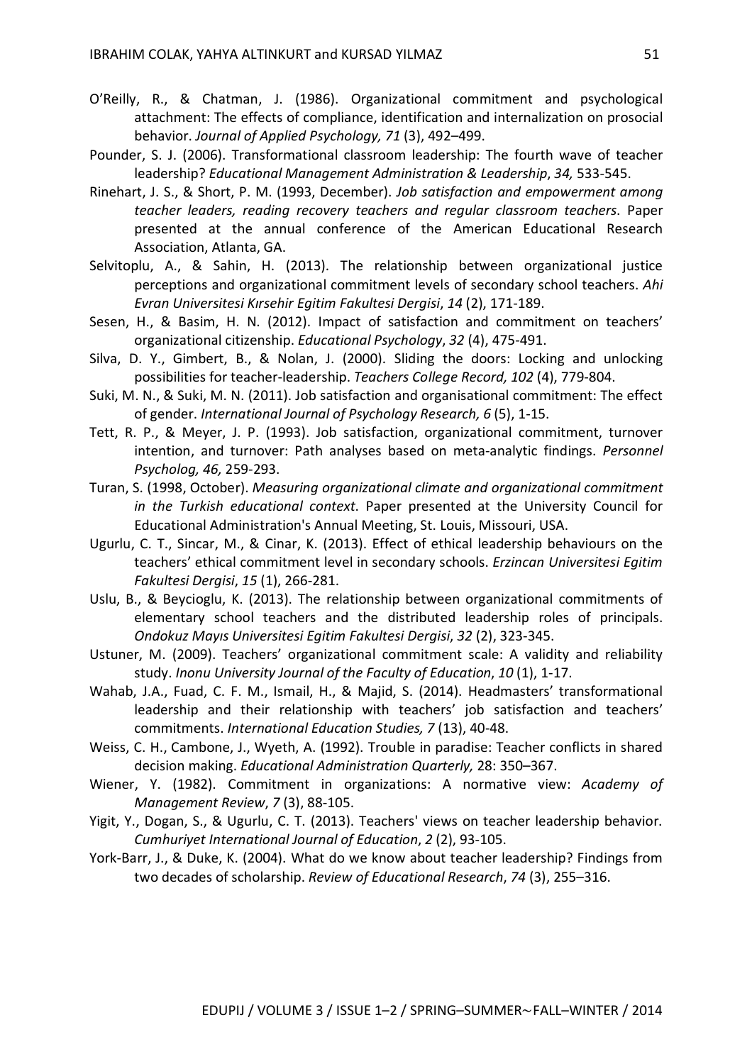O'Reilly, R., & Chatman, J. (1986). Organizational commitment and psychological attachment: The effects of compliance, identification and internalization on prosocial behavior. *Journal of Applied Psychology, 71* (3), 492–499.

Pounder, S. J. (2006). Transformational classroom leadership: The fourth wave of teacher leadership? *Educational Management Administration & Leadership*, *34,* 533-545.

Rinehart, J. S., & Short, P. M. (1993, December). *Job satisfaction and empowerment among teacher leaders, reading recovery teachers and regular classroom teachers*. Paper presented at the annual conference of the American Educational Research Association, Atlanta, GA.

Selvitoplu, A., & Sahin, H. (2013). The relationship between organizational justice perceptions and organizational commitment levels of secondary school teachers. *Ahi Evran Universitesi Kırsehir Egitim Fakultesi Dergisi*, *14* (2), 171-189.

Sesen, H., & Basim, H. N. (2012). Impact of satisfaction and commitment on teachers' organizational citizenship. *Educational Psychology*, *32* (4), 475-491.

Silva, D. Y., Gimbert, B., & Nolan, J. (2000). Sliding the doors: Locking and unlocking possibilities for teacher-leadership. *Teachers College Record, 102* (4), 779-804.

Suki, M. N., & Suki, M. N. (2011). Job satisfaction and organisational commitment: The effect of gender. *International Journal of Psychology Research, 6* (5), 1-15.

Tett, R. P., & Meyer, J. P. (1993). Job satisfaction, organizational commitment, turnover intention, and turnover: Path analyses based on meta-analytic findings. *Personnel Psycholog, 46,* 259-293.

Turan, S. (1998, October). *Measuring organizational climate and organizational commitment in the Turkish educational context.* Paper presented at the University Council for Educational Administration's Annual Meeting, St. Louis, Missouri, USA.

Ugurlu, C. T., Sincar, M., & Cinar, K. (2013). Effect of ethical leadership behaviours on the teachers' ethical commitment level in secondary schools. *Erzincan Universitesi Egitim Fakultesi Dergisi*, *15* (1), 266-281.

Uslu, B., & Beycioglu, K. (2013). The relationship between organizational commitments of elementary school teachers and the distributed leadership roles of principals. *Ondokuz Mayıs Universitesi Egitim Fakultesi Dergisi*, *32* (2), 323-345.

Ustuner, M. (2009). Teachers' organizational commitment scale: A validity and reliability study. *Inonu University Journal of the Faculty of Education*, *10* (1), 1-17.

Wahab, J.A., Fuad, C. F. M., Ismail, H., & Majid, S. (2014). Headmasters' transformational leadership and their relationship with teachers' job satisfaction and teachers' commitments. *International Education Studies, 7* (13), 40-48.

Weiss, C. H., Cambone, J., Wyeth, A. (1992). Trouble in paradise: Teacher conflicts in shared decision making. *Educational Administration Quarterly,* 28: 350–367.

Wiener, Y. (1982). Commitment in organizations: A normative view: *Academy of Management Review*, *7* (3), 88-105.

Yigit, Y., Dogan, S., & Ugurlu, C. T. (2013). Teachers' views on teacher leadership behavior. *Cumhuriyet International Journal of Education*, *2* (2), 93-105.

York-Barr, J., & Duke, K. (2004). What do we know about teacher leadership? Findings from two decades of scholarship. *Review of Educational Research*, *74* (3), 255–316.